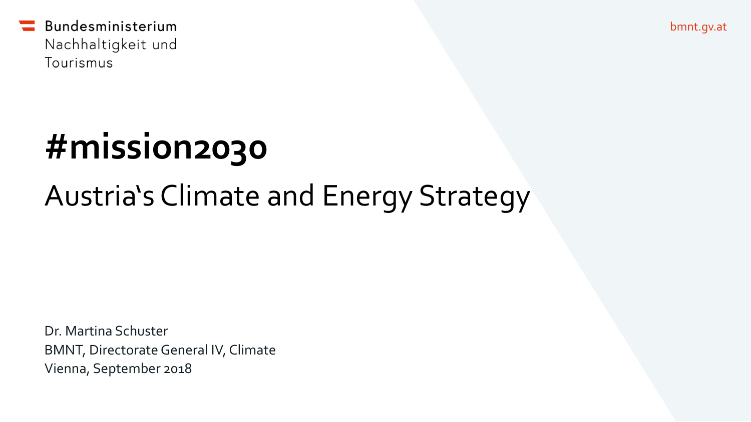Bundesministerium
Nachhaltigkeit und
Tourismus

bmnt.gv.at

# #mission2030

## Austria‘s Climate and Energy Strategy

Dr. Martina Schuster
BMNT, Directorate General IV, Climate
Vienna, September 2018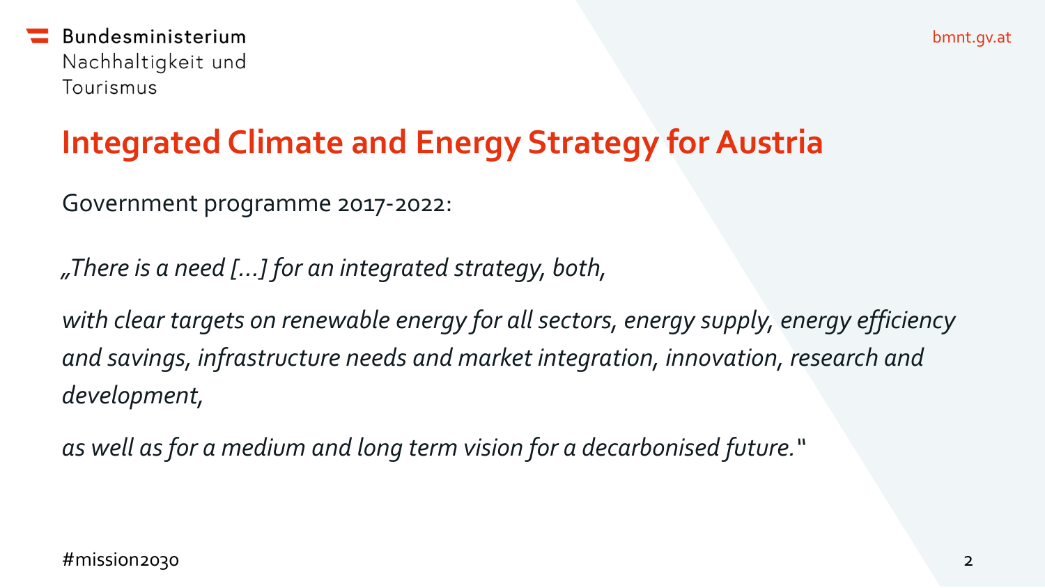# Integrated Climate and Energy Strategy for Austria

Government programme 2017-2022:

*„There is a need [...] for an integrated strategy, both,*

*with clear targets on renewable energy for all sectors, energy supply, energy efficiency and savings, infrastructure needs and market integration, innovation, research and development,*

*as well as for a medium and long term vision for a decarbonised future.*"

#mission2030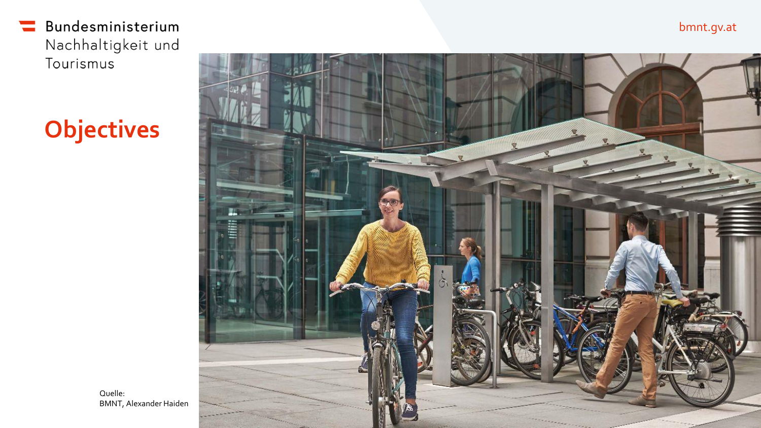Bundesministerium
Nachhaltigkeit und
Tourismus

# Objectives

Quelle:
BMNT, Alexander Haiden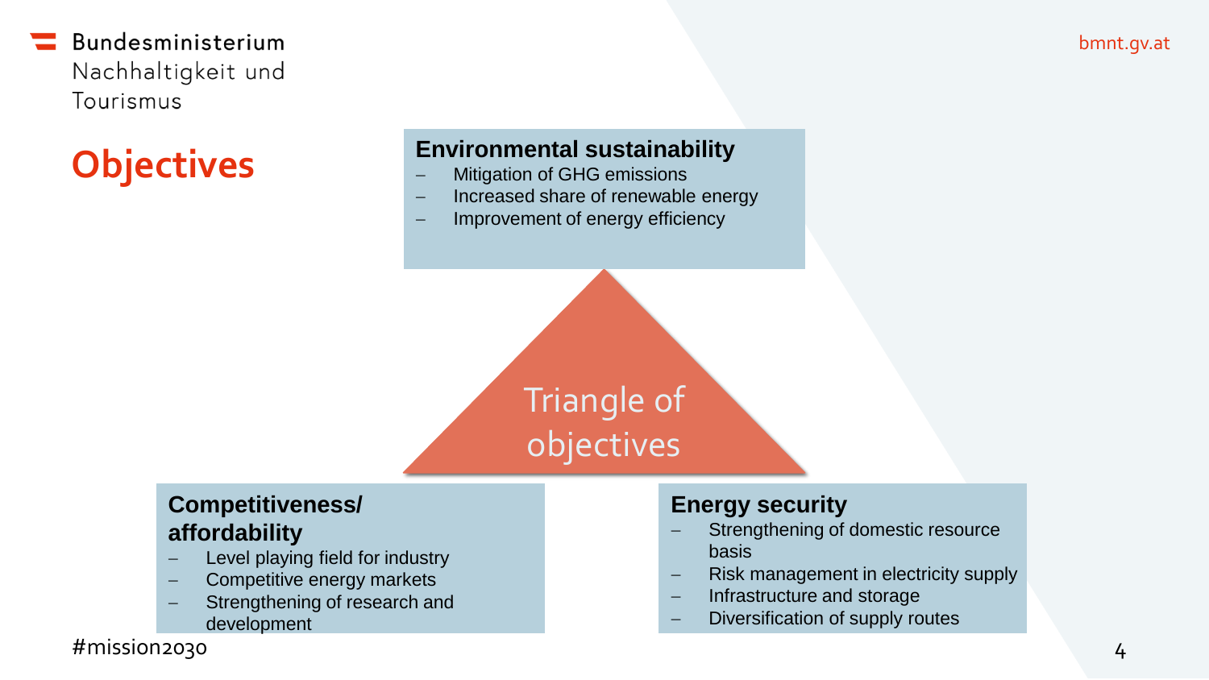# Objectives

## Triangle of objectives

### Environmental sustainability

- Mitigation of GHG emissions
- Increased share of renewable energy
- Improvement of energy efficiency

### Competitiveness/ affordability

- Level playing field for industry
- Competitive energy markets
- Strengthening of research and development

### Energy security

- Strengthening of domestic resource basis
- Risk management in electricity supply
- Infrastructure and storage
- Diversification of supply routes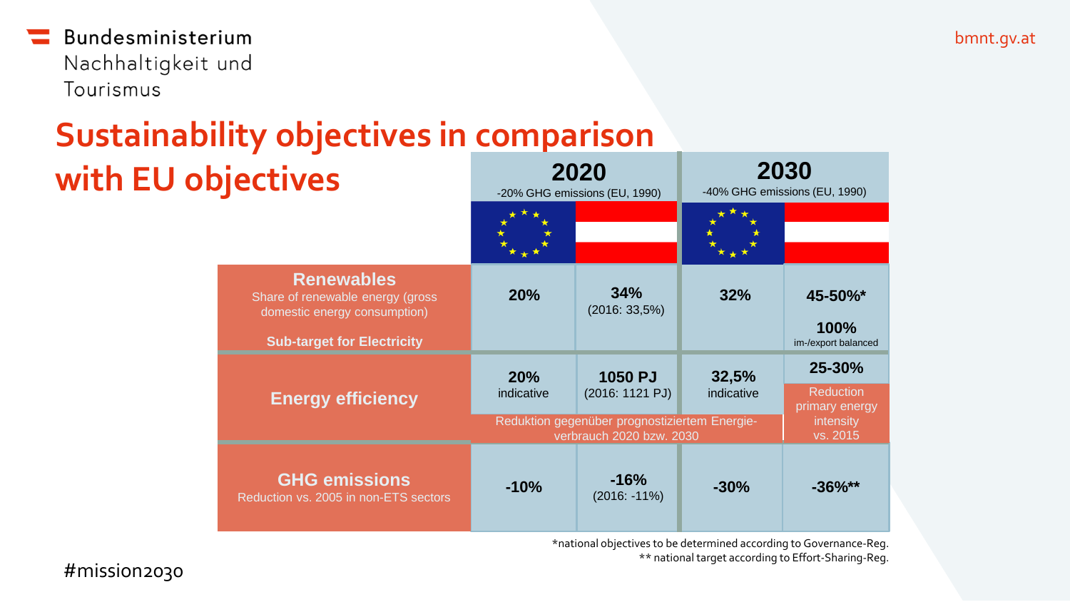# Sustainability objectives in comparison with EU objectives

| | 2020 -20% GHG emissions (EU, 1990) | | 2030 -40% GHG emissions (EU, 1990) | |
|---|---|---|---|---|
| | EU | Austria | EU | Austria |
| **Renewables** Share of renewable energy (gross domestic energy consumption) | **20%** | **34%** (2016: 33,5%) | **32%** | **45-50%*** |
| **Sub-target for Electricity** | | | | **100%** im-/export balanced |
| **Energy efficiency** | **20%** indicative | **1050 PJ** (2016: 1121 PJ) | **32,5%** indicative | **25-30%** Reduction primary energy intensity vs. 2015 |
| | Reduktion gegenüber prognostiziertem Energie-verbrauch 2020 bzw. 2030 | | | |
| **GHG emissions** Reduction vs. 2005 in non-ETS sectors | **-10%** | **-16%** (2016: -11%) | **-30%** | **-36%**** |

*national objectives to be determined according to Governance-Reg.
** national target according to Effort-Sharing-Reg.

#mission2030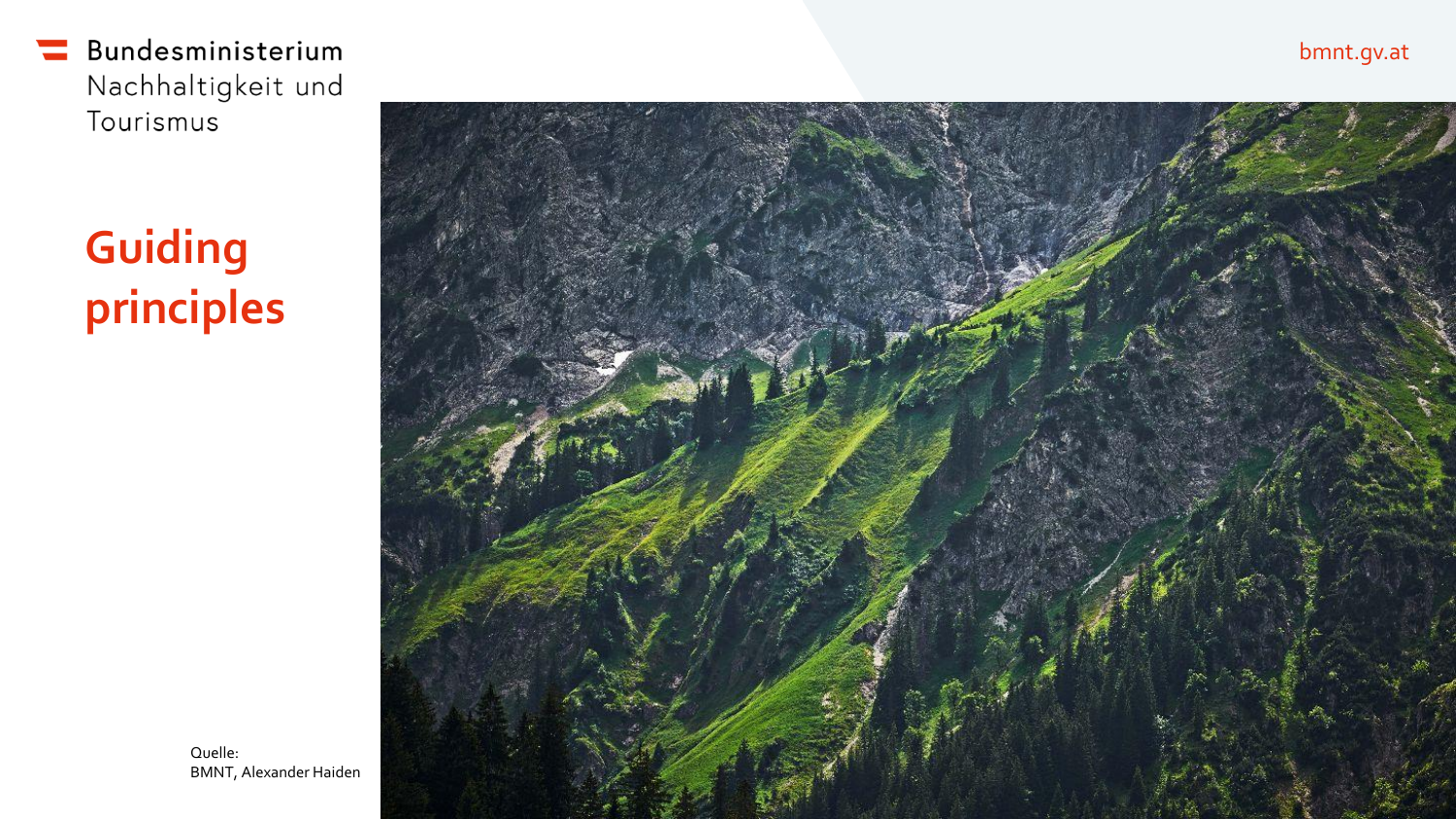Bundesministerium
Nachhaltigkeit und
Tourismus

# Guiding principles

Quelle:
BMNT, Alexander Haiden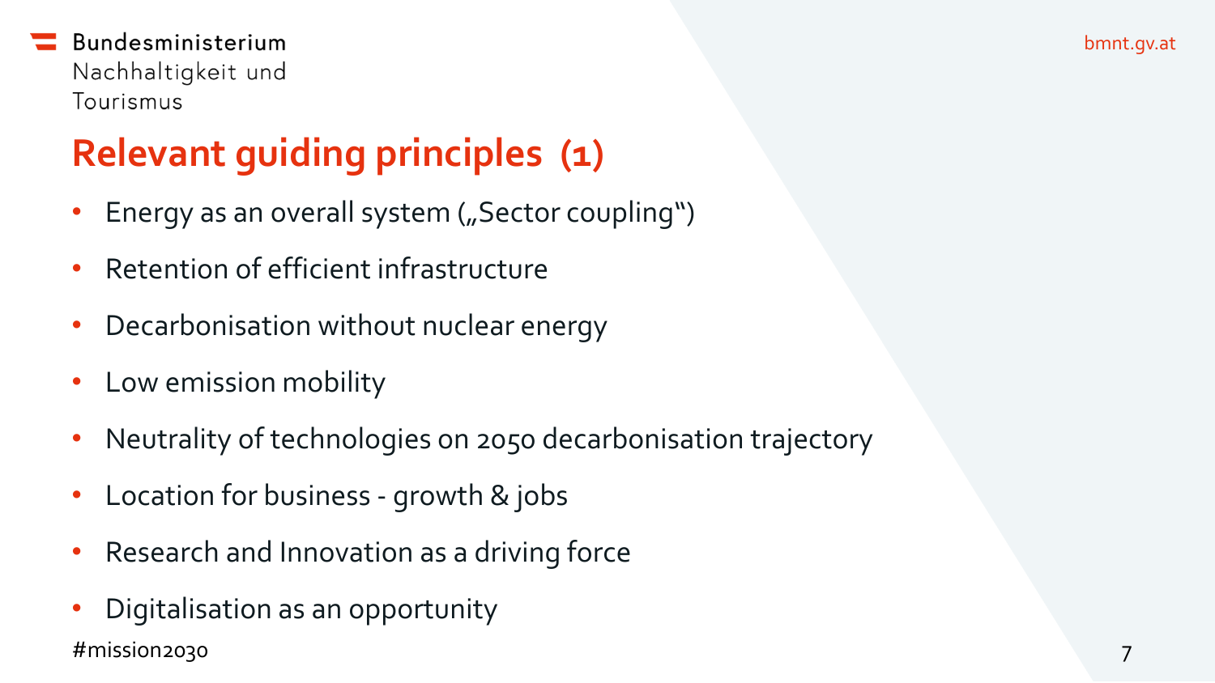# Relevant guiding principles (1)

- Energy as an overall system („Sector coupling")
- Retention of efficient infrastructure
- Decarbonisation without nuclear energy
- Low emission mobility
- Neutrality of technologies on 2050 decarbonisation trajectory
- Location for business - growth & jobs
- Research and Innovation as a driving force
- Digitalisation as an opportunity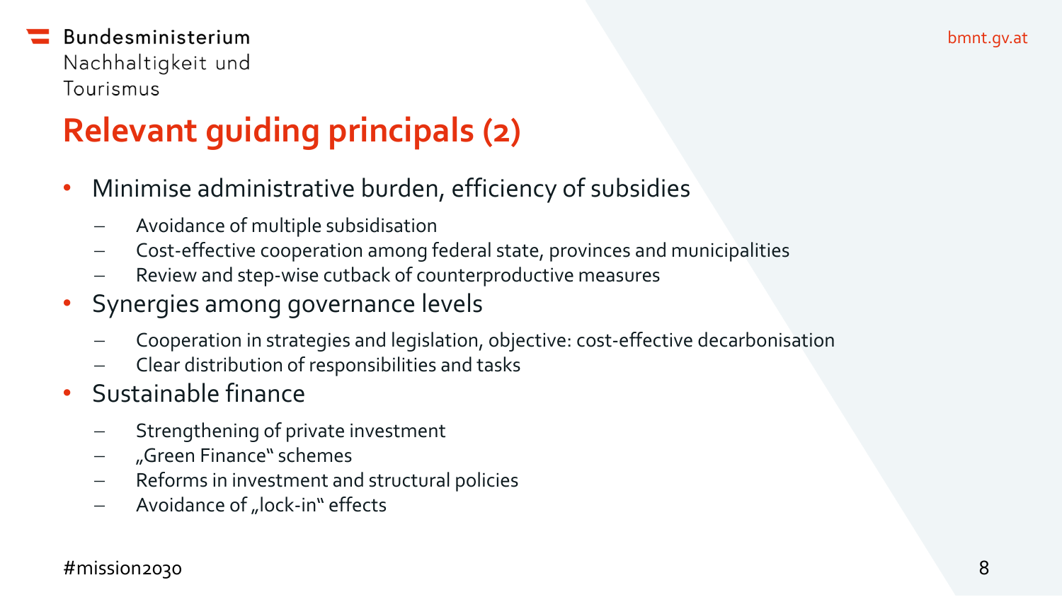# Relevant guiding principals (2)

- Minimise administrative burden, efficiency of subsidies
  - Avoidance of multiple subsidisation
  - Cost-effective cooperation among federal state, provinces and municipalities
  - Review and step-wise cutback of counterproductive measures
- Synergies among governance levels
  - Cooperation in strategies and legislation, objective: cost-effective decarbonisation
  - Clear distribution of responsibilities and tasks
- Sustainable finance
  - Strengthening of private investment
  - „Green Finance" schemes
  - Reforms in investment and structural policies
  - Avoidance of „lock-in" effects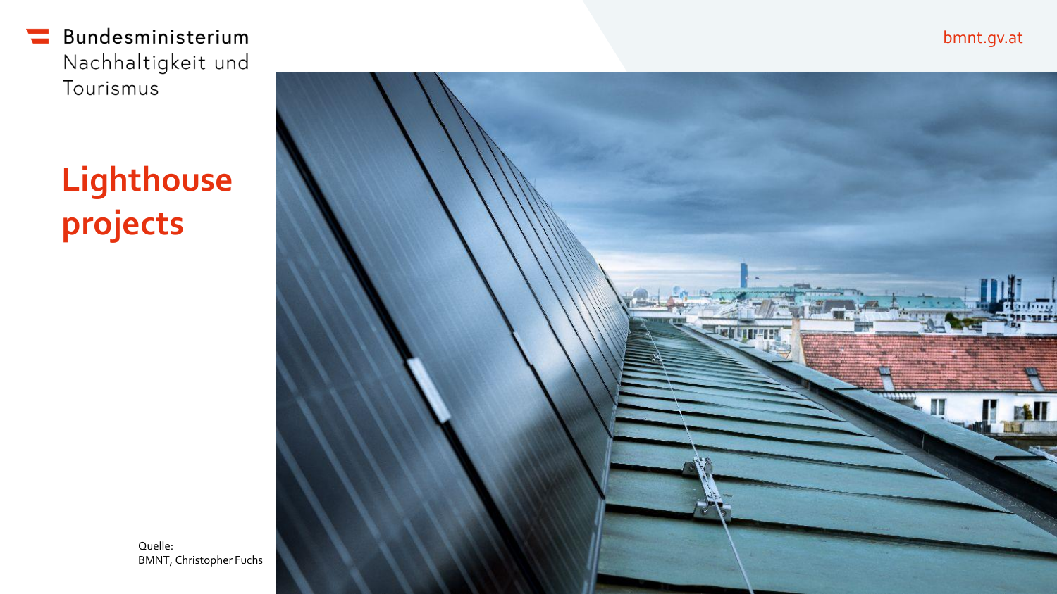# Lighthouse projects

Quelle:
BMNT, Christopher Fuchs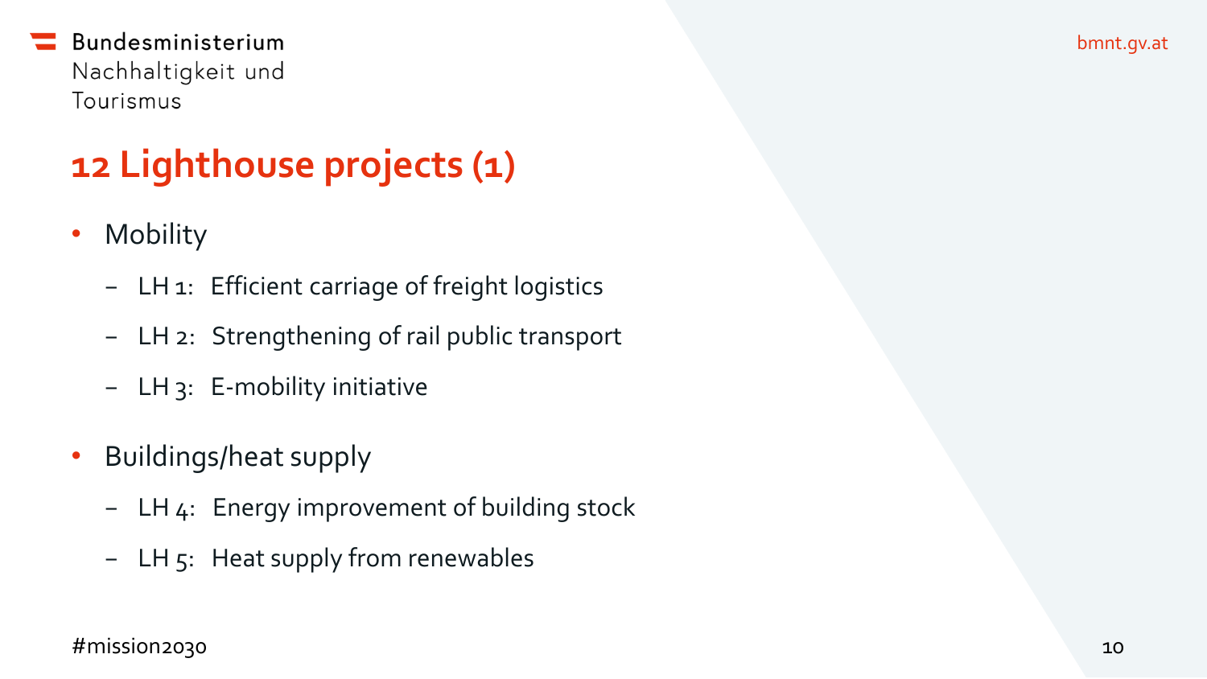## 12 Lighthouse projects (1)

- Mobility
  - LH 1: Efficient carriage of freight logistics
  - LH 2: Strengthening of rail public transport
  - LH 3: E-mobility initiative
- Buildings/heat supply
  - LH 4: Energy improvement of building stock
  - LH 5: Heat supply from renewables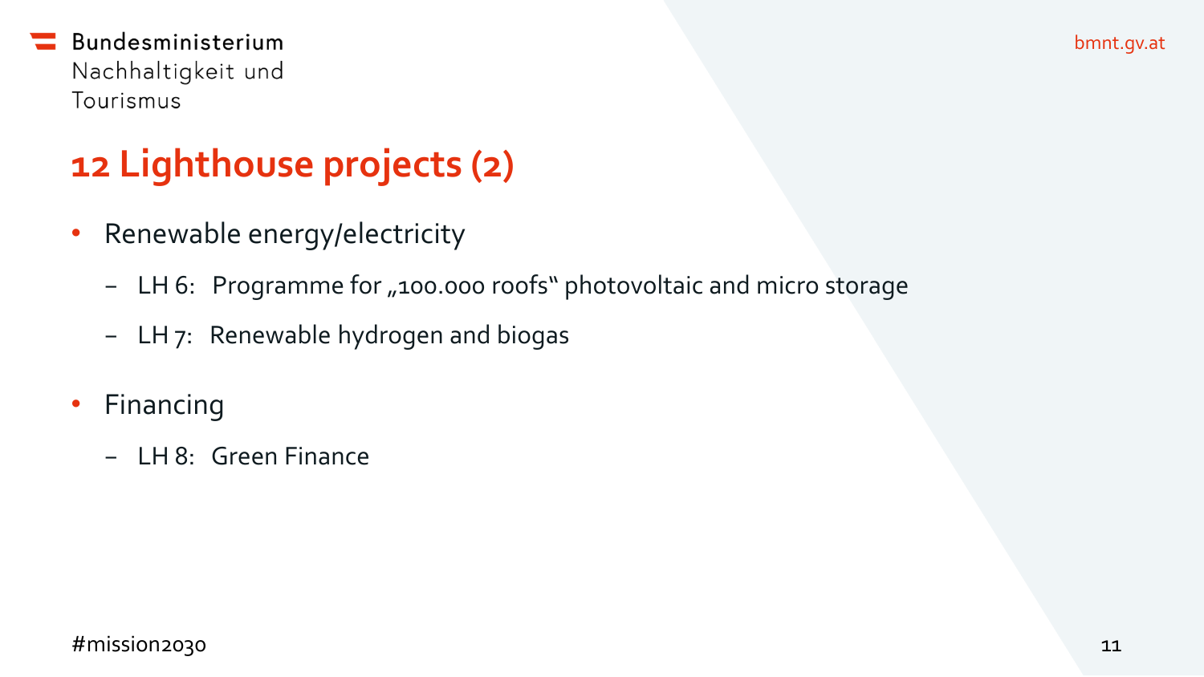# 12 Lighthouse projects (2)

- Renewable energy/electricity
  - LH 6: Programme for „100.000 roofs“ photovoltaic and micro storage
  - LH 7: Renewable hydrogen and biogas
- Financing
  - LH 8: Green Finance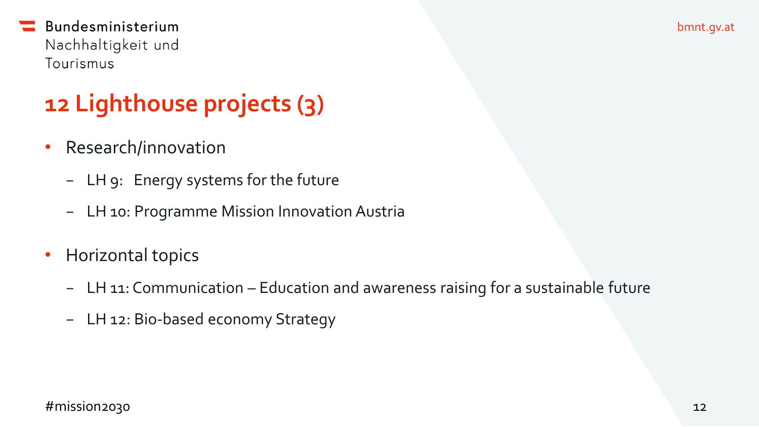# 12 Lighthouse projects (3)

- Research/innovation
  - LH 9: Energy systems for the future
  - LH 10: Programme Mission Innovation Austria
- Horizontal topics
  - LH 11: Communication – Education and awareness raising for a sustainable future
  - LH 12: Bio-based economy Strategy

#mission2030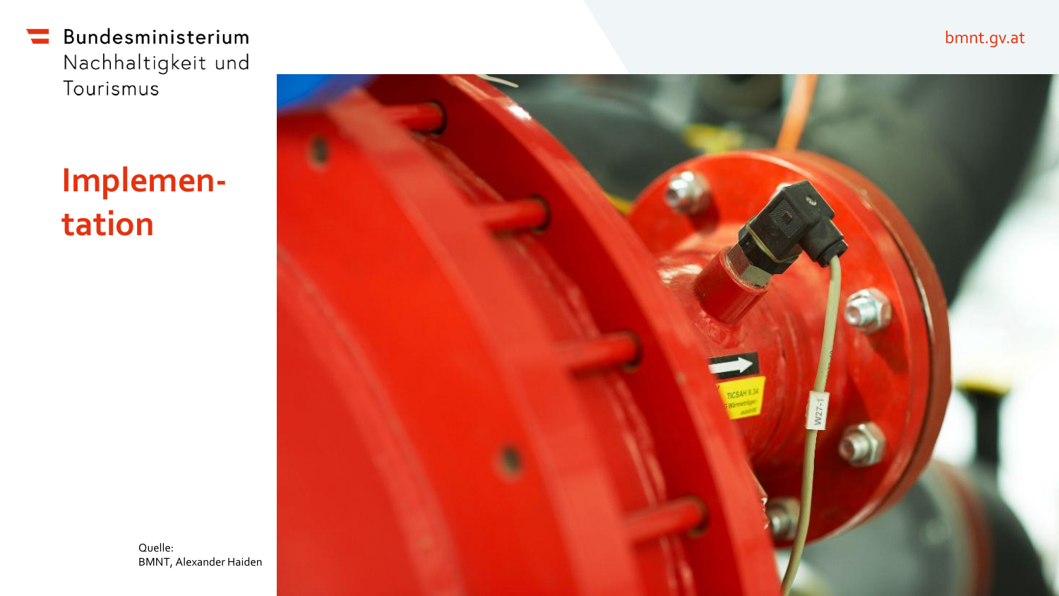# Implemen-tation

Quelle:
BMNT, Alexander Haiden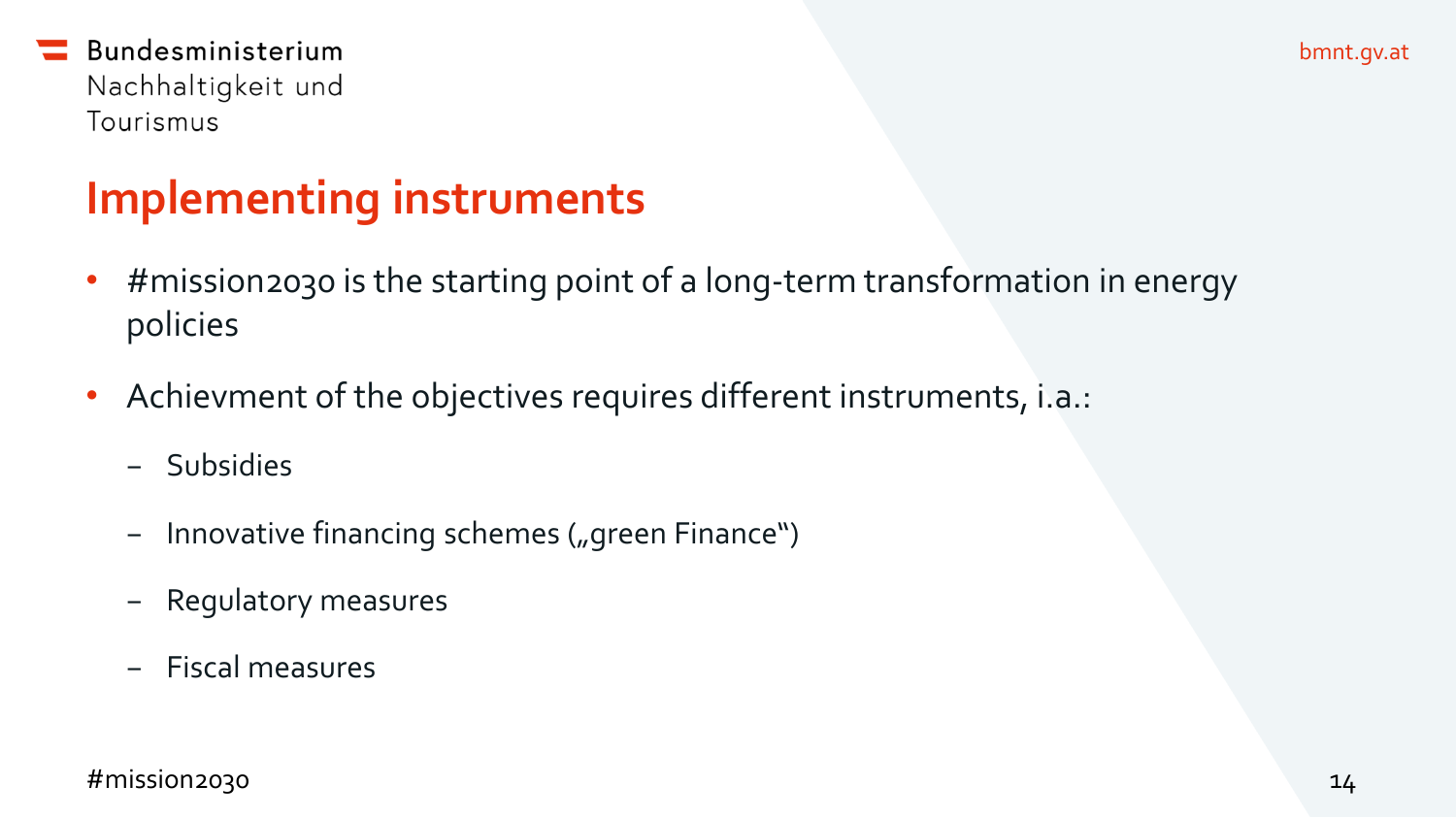# Implementing instruments

- #mission2030 is the starting point of a long-term transformation in energy policies
- Achievment of the objectives requires different instruments, i.a.:
  - Subsidies
  - Innovative financing schemes („green Finance")
  - Regulatory measures
  - Fiscal measures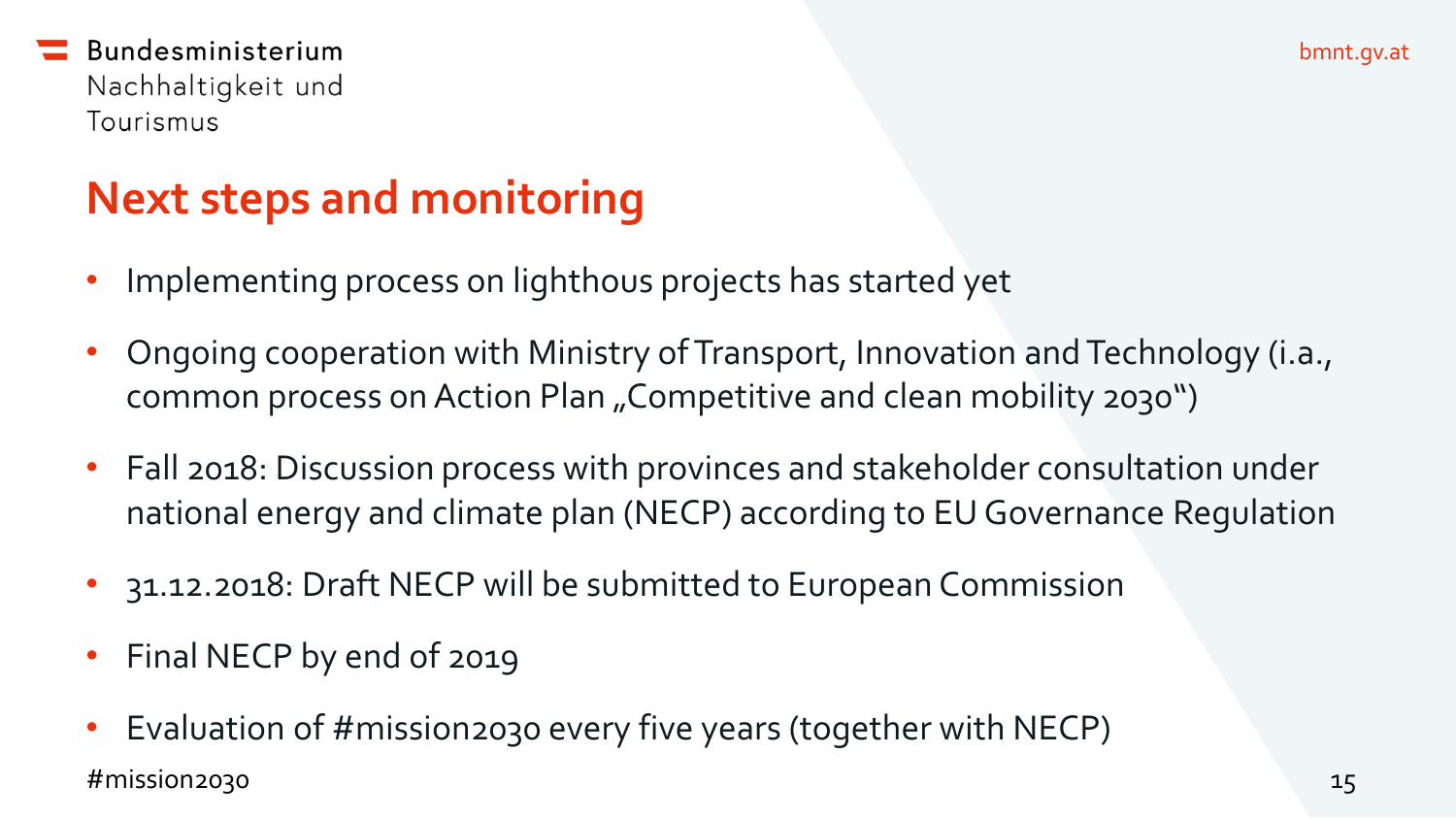Bundesministerium
Nachhaltigkeit und
Tourismus

bmnt.gv.at

# Next steps and monitoring

- Implementing process on lighthous projects has started yet
- Ongoing cooperation with Ministry of Transport, Innovation and Technology (i.a., common process on Action Plan „Competitive and clean mobility 2030")
- Fall 2018: Discussion process with provinces and stakeholder consultation under national energy and climate plan (NECP) according to EU Governance Regulation
- 31.12.2018: Draft NECP will be submitted to European Commission
- Final NECP by end of 2019
- Evaluation of #mission2030 every five years (together with NECP)

#mission2030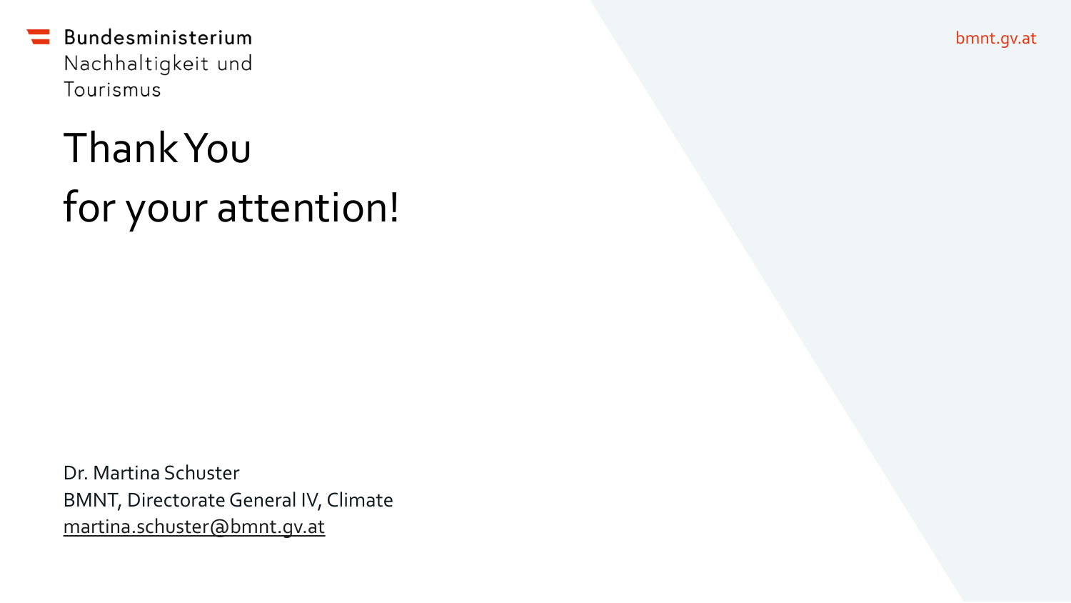Bundesministerium
Nachhaltigkeit und
Tourismus

bmnt.gv.at

# Thank You

# for your attention!

Dr. Martina Schuster
BMNT, Directorate General IV, Climate
martina.schuster@bmnt.gv.at